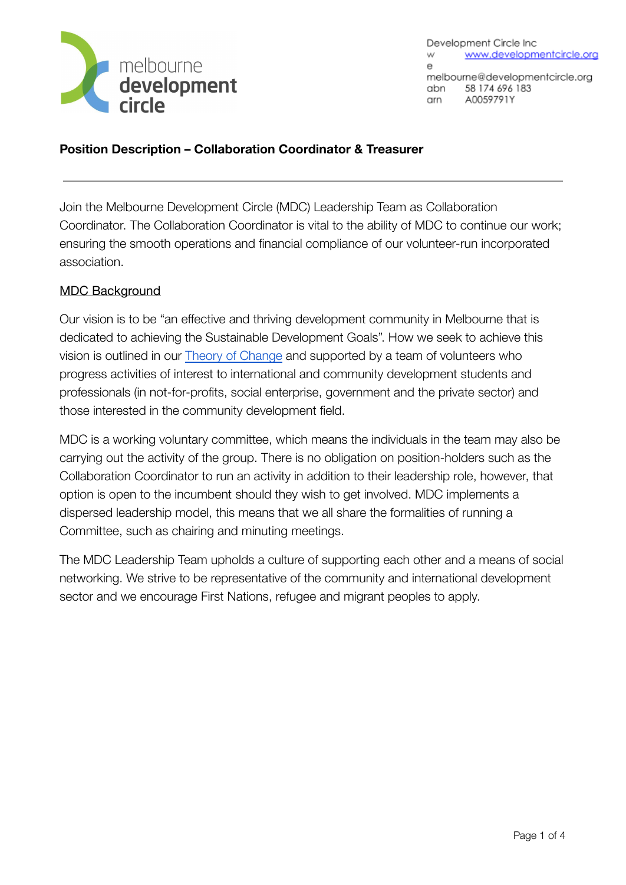melbourne
**development**
**circle**

Development Circle Inc
w [www.developmentcircle.org](http://www.developmentcircle.org)
e melbourne@developmentcircle.org
abn 58 174 696 183
arn A0059791Y

**Position Description – Collaboration Coordinator & Treasurer**

---

Join the Melbourne Development Circle (MDC) Leadership Team as Collaboration Coordinator. The Collaboration Coordinator is vital to the ability of MDC to continue our work; ensuring the smooth operations and financial compliance of our volunteer-run incorporated association.

## MDC Background

Our vision is to be "an effective and thriving development community in Melbourne that is dedicated to achieving the Sustainable Development Goals". How we seek to achieve this vision is outlined in our Theory of Change and supported by a team of volunteers who progress activities of interest to international and community development students and professionals (in not-for-profits, social enterprise, government and the private sector) and those interested in the community development field.

MDC is a working voluntary committee, which means the individuals in the team may also be carrying out the activity of the group. There is no obligation on position-holders such as the Collaboration Coordinator to run an activity in addition to their leadership role, however, that option is open to the incumbent should they wish to get involved. MDC implements a dispersed leadership model, this means that we all share the formalities of running a Committee, such as chairing and minuting meetings.

The MDC Leadership Team upholds a culture of supporting each other and a means of social networking. We strive to be representative of the community and international development sector and we encourage First Nations, refugee and migrant peoples to apply.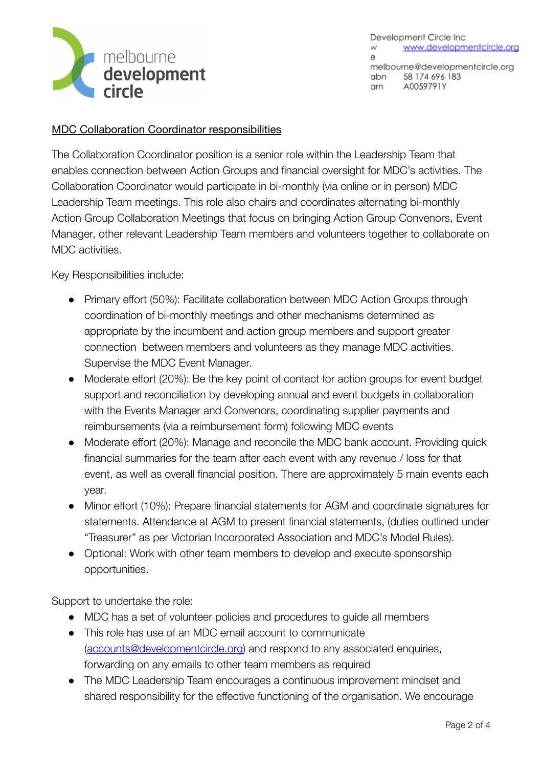melbourne **development** **circle**

Development Circle Inc
w [www.developmentcircle.org](http://www.developmentcircle.org)
e melbourne@developmentcircle.org
abn 58 174 696 183
arn A0059791Y

<u>MDC Collaboration Coordinator responsibilities</u>

The Collaboration Coordinator position is a senior role within the Leadership Team that enables connection between Action Groups and financial oversight for MDC's activities. The Collaboration Coordinator would participate in bi-monthly (via online or in person) MDC Leadership Team meetings. This role also chairs and coordinates alternating bi-monthly Action Group Collaboration Meetings that focus on bringing Action Group Convenors, Event Manager, other relevant Leadership Team members and volunteers together to collaborate on MDC activities.

Key Responsibilities include:

- Primary effort (50%): Facilitate collaboration between MDC Action Groups through coordination of bi-monthly meetings and other mechanisms determined as appropriate by the incumbent and action group members and support greater connection between members and volunteers as they manage MDC activities. Supervise the MDC Event Manager.
- Moderate effort (20%): Be the key point of contact for action groups for event budget support and reconciliation by developing annual and event budgets in collaboration with the Events Manager and Convenors, coordinating supplier payments and reimbursements (via a reimbursement form) following MDC events
- Moderate effort (20%): Manage and reconcile the MDC bank account. Providing quick financial summaries for the team after each event with any revenue / loss for that event, as well as overall financial position. There are approximately 5 main events each year.
- Minor effort (10%): Prepare financial statements for AGM and coordinate signatures for statements. Attendance at AGM to present financial statements, (duties outlined under "Treasurer" as per Victorian Incorporated Association and MDC's Model Rules).
- Optional: Work with other team members to develop and execute sponsorship opportunities.

Support to undertake the role:

- MDC has a set of volunteer policies and procedures to guide all members
- This role has use of an MDC email account to communicate ([accounts@developmentcircle.org](mailto:accounts@developmentcircle.org)) and respond to any associated enquiries, forwarding on any emails to other team members as required
- The MDC Leadership Team encourages a continuous improvement mindset and shared responsibility for the effective functioning of the organisation. We encourage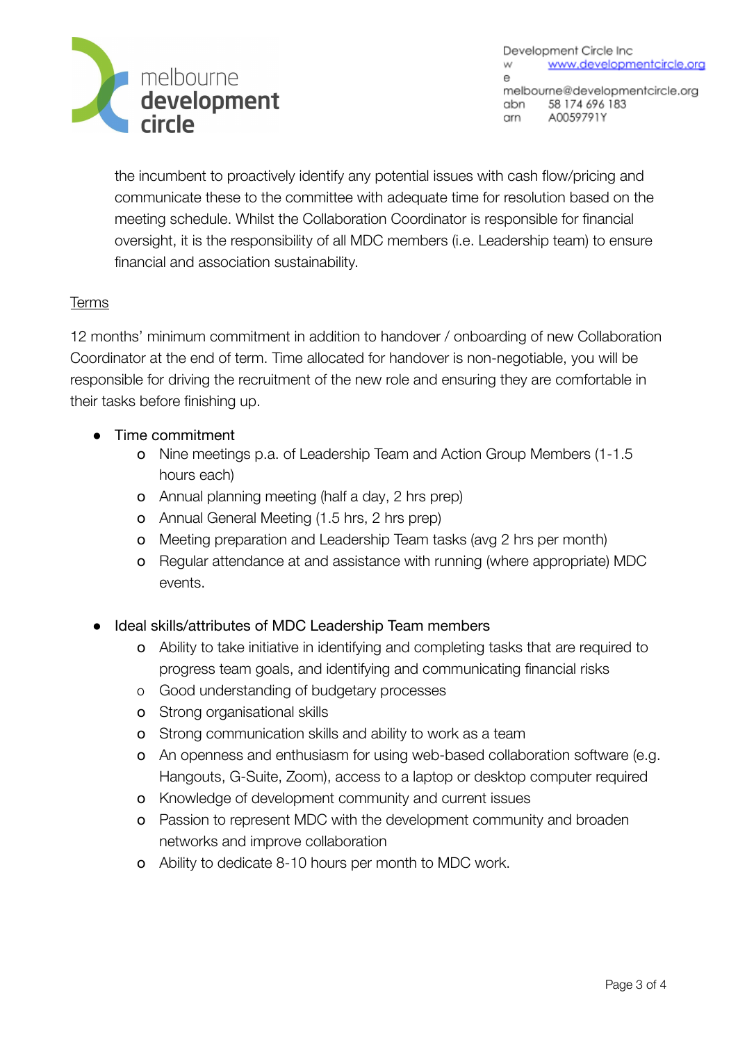the incumbent to proactively identify any potential issues with cash flow/pricing and communicate these to the committee with adequate time for resolution based on the meeting schedule. Whilst the Collaboration Coordinator is responsible for financial oversight, it is the responsibility of all MDC members (i.e. Leadership team) to ensure financial and association sustainability.

Terms

12 months' minimum commitment in addition to handover / onboarding of new Collaboration Coordinator at the end of term. Time allocated for handover is non-negotiable, you will be responsible for driving the recruitment of the new role and ensuring they are comfortable in their tasks before finishing up.

- Time commitment
  - Nine meetings p.a. of Leadership Team and Action Group Members (1-1.5 hours each)
  - Annual planning meeting (half a day, 2 hrs prep)
  - Annual General Meeting (1.5 hrs, 2 hrs prep)
  - Meeting preparation and Leadership Team tasks (avg 2 hrs per month)
  - Regular attendance at and assistance with running (where appropriate) MDC events.

- Ideal skills/attributes of MDC Leadership Team members
  - Ability to take initiative in identifying and completing tasks that are required to progress team goals, and identifying and communicating financial risks
  - Good understanding of budgetary processes
  - Strong organisational skills
  - Strong communication skills and ability to work as a team
  - An openness and enthusiasm for using web-based collaboration software (e.g. Hangouts, G-Suite, Zoom), access to a laptop or desktop computer required
  - Knowledge of development community and current issues
  - Passion to represent MDC with the development community and broaden networks and improve collaboration
  - Ability to dedicate 8-10 hours per month to MDC work.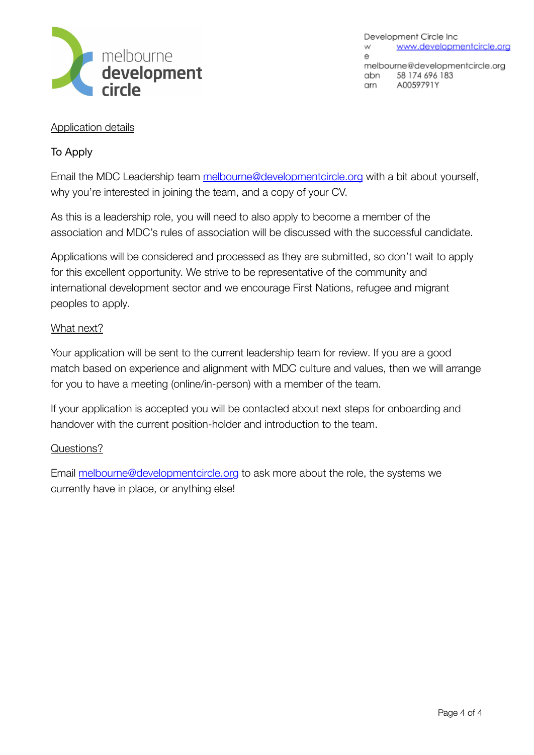melbourne **development** circle

Development Circle Inc
w www.developmentcircle.org
e melbourne@developmentcircle.org
abn 58 174 696 183
arn A0059791Y

Application details

To Apply

Email the MDC Leadership team melbourne@developmentcircle.org with a bit about yourself, why you're interested in joining the team, and a copy of your CV.

As this is a leadership role, you will need to also apply to become a member of the association and MDC's rules of association will be discussed with the successful candidate.

Applications will be considered and processed as they are submitted, so don't wait to apply for this excellent opportunity. We strive to be representative of the community and international development sector and we encourage First Nations, refugee and migrant peoples to apply.

What next?

Your application will be sent to the current leadership team for review. If you are a good match based on experience and alignment with MDC culture and values, then we will arrange for you to have a meeting (online/in-person) with a member of the team.

If your application is accepted you will be contacted about next steps for onboarding and handover with the current position-holder and introduction to the team.

Questions?

Email melbourne@developmentcircle.org to ask more about the role, the systems we currently have in place, or anything else!